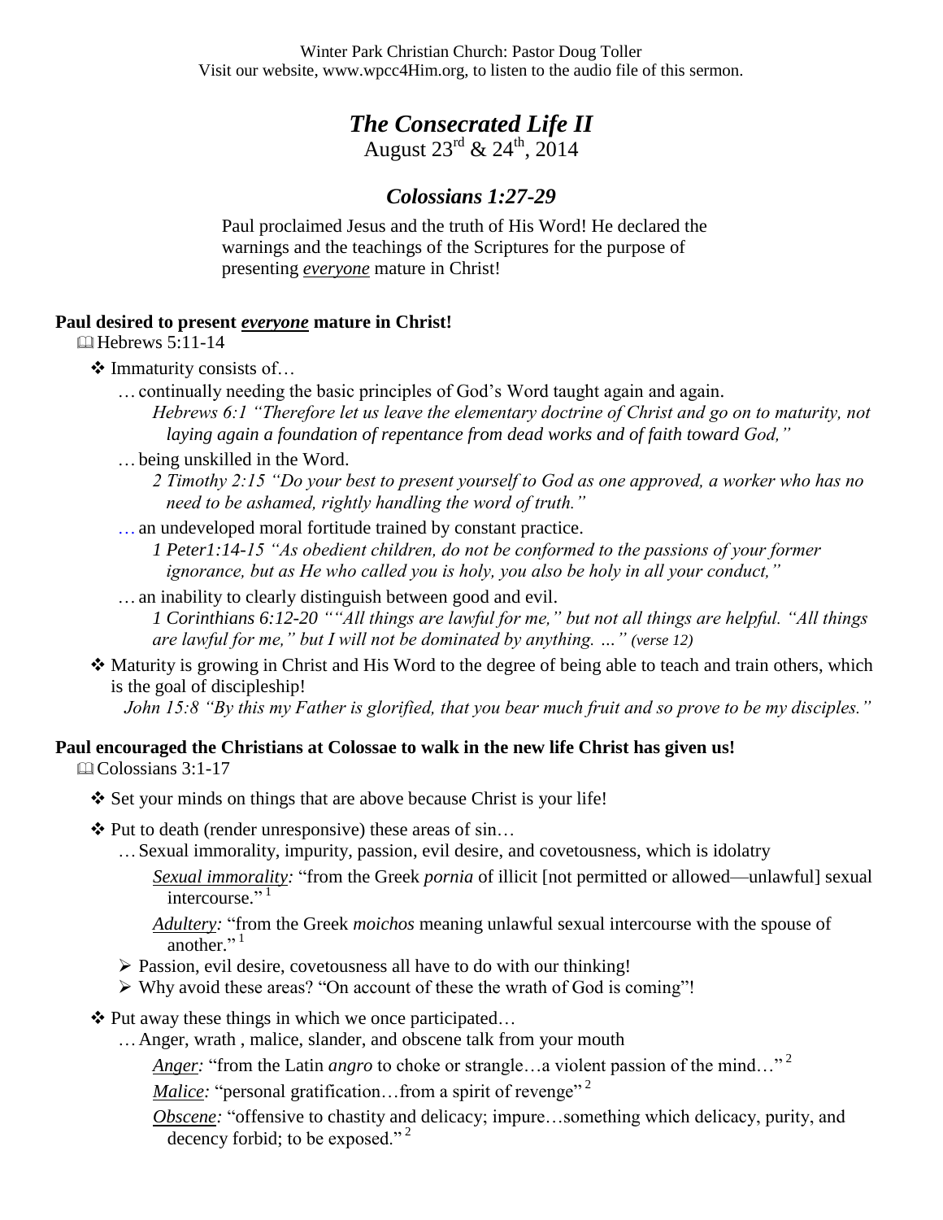Winter Park Christian Church: Pastor Doug Toller
Visit our website, www.wpcc4Him.org, to listen to the audio file of this sermon.

# *The Consecrated Life II*

August 23rd & 24th, 2014

## *Colossians 1:27-29*

Paul proclaimed Jesus and the truth of His Word! He declared the warnings and the teachings of the Scriptures for the purpose of presenting ***everyone*** mature in Christ!

**Paul desired to present *everyone* mature in Christ!**

📖 Hebrews 5:11-14

❖ Immaturity consists of…

… continually needing the basic principles of God's Word taught again and again.

*Hebrews 6:1 "Therefore let us leave the elementary doctrine of Christ and go on to maturity, not laying again a foundation of repentance from dead works and of faith toward God,"*

… being unskilled in the Word.

*2 Timothy 2:15 "Do your best to present yourself to God as one approved, a worker who has no need to be ashamed, rightly handling the word of truth."*

… an undeveloped moral fortitude trained by constant practice.

*1 Peter1:14-15 "As obedient children, do not be conformed to the passions of your former ignorance, but as He who called you is holy, you also be holy in all your conduct,"*

… an inability to clearly distinguish between good and evil.

*1 Corinthians 6:12-20 ""All things are lawful for me," but not all things are helpful. "All things are lawful for me," but I will not be dominated by anything. …" (verse 12)*

❖ Maturity is growing in Christ and His Word to the degree of being able to teach and train others, which is the goal of discipleship!

*John 15:8 "By this my Father is glorified, that you bear much fruit and so prove to be my disciples."*

**Paul encouraged the Christians at Colossae to walk in the new life Christ has given us!**

📖 Colossians 3:1-17

❖ Set your minds on things that are above because Christ is your life!

❖ Put to death (render unresponsive) these areas of sin…

… Sexual immorality, impurity, passion, evil desire, and covetousness, which is idolatry

*Sexual immorality:* "from the Greek *pornia* of illicit [not permitted or allowed—unlawful] sexual intercourse." [1]

*Adultery:* "from the Greek *moichos* meaning unlawful sexual intercourse with the spouse of another." [1]

➢ Passion, evil desire, covetousness all have to do with our thinking!

➢ Why avoid these areas? "On account of these the wrath of God is coming"!

❖ Put away these things in which we once participated…

… Anger, wrath , malice, slander, and obscene talk from your mouth

*Anger:* "from the Latin *angro* to choke or strangle…a violent passion of the mind…" [2]

*Malice:* "personal gratification…from a spirit of revenge" [2]

*Obscene:* "offensive to chastity and delicacy; impure…something which delicacy, purity, and decency forbid; to be exposed." [2]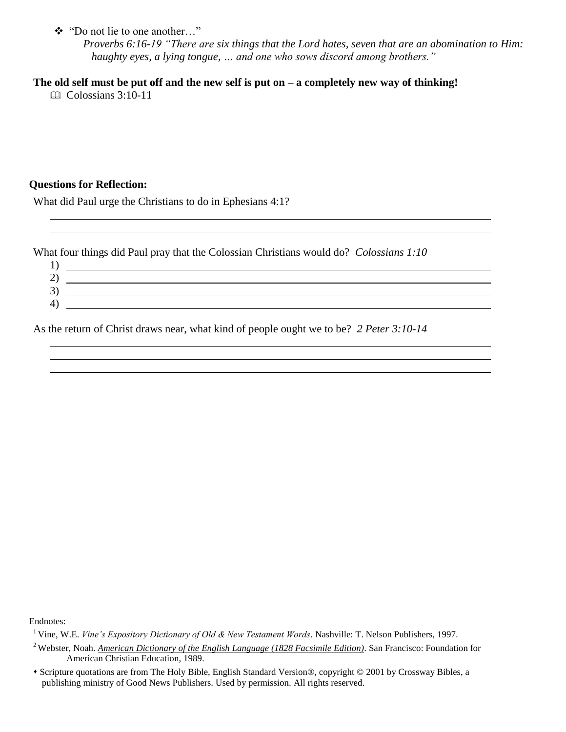- ❖ "Do not lie to one another…"

  *Proverbs 6:16-19 "There are six things that the Lord hates, seven that are an abomination to Him: haughty eyes, a lying tongue, … and one who sows discord among brothers."*

**The old self must be put off and the new self is put on – a completely new way of thinking!**

📖 Colossians 3:10-11

**Questions for Reflection:**

What did Paul urge the Christians to do in Ephesians 4:1?

\_\_\_\_\_\_\_\_\_\_\_\_\_\_\_\_\_\_\_\_\_\_\_\_\_\_\_\_\_\_\_\_\_\_\_\_\_\_\_\_\_\_\_\_\_\_\_\_\_\_\_\_\_\_\_\_\_\_\_\_

\_\_\_\_\_\_\_\_\_\_\_\_\_\_\_\_\_\_\_\_\_\_\_\_\_\_\_\_\_\_\_\_\_\_\_\_\_\_\_\_\_\_\_\_\_\_\_\_\_\_\_\_\_\_\_\_\_\_\_\_

What four things did Paul pray that the Colossian Christians would do? *Colossians 1:10*

1) \_\_\_\_\_\_\_\_\_\_\_\_\_\_\_\_\_\_\_\_\_\_\_\_\_\_\_\_\_\_\_\_\_\_\_\_\_\_\_\_\_\_\_\_\_\_\_\_\_\_\_\_\_\_\_\_
2) \_\_\_\_\_\_\_\_\_\_\_\_\_\_\_\_\_\_\_\_\_\_\_\_\_\_\_\_\_\_\_\_\_\_\_\_\_\_\_\_\_\_\_\_\_\_\_\_\_\_\_\_\_\_\_\_
3) \_\_\_\_\_\_\_\_\_\_\_\_\_\_\_\_\_\_\_\_\_\_\_\_\_\_\_\_\_\_\_\_\_\_\_\_\_\_\_\_\_\_\_\_\_\_\_\_\_\_\_\_\_\_\_\_
4) \_\_\_\_\_\_\_\_\_\_\_\_\_\_\_\_\_\_\_\_\_\_\_\_\_\_\_\_\_\_\_\_\_\_\_\_\_\_\_\_\_\_\_\_\_\_\_\_\_\_\_\_\_\_\_\_

As the return of Christ draws near, what kind of people ought we to be? *2 Peter 3:10-14*

\_\_\_\_\_\_\_\_\_\_\_\_\_\_\_\_\_\_\_\_\_\_\_\_\_\_\_\_\_\_\_\_\_\_\_\_\_\_\_\_\_\_\_\_\_\_\_\_\_\_\_\_\_\_\_\_\_\_\_\_

\_\_\_\_\_\_\_\_\_\_\_\_\_\_\_\_\_\_\_\_\_\_\_\_\_\_\_\_\_\_\_\_\_\_\_\_\_\_\_\_\_\_\_\_\_\_\_\_\_\_\_\_\_\_\_\_\_\_\_\_

\_\_\_\_\_\_\_\_\_\_\_\_\_\_\_\_\_\_\_\_\_\_\_\_\_\_\_\_\_\_\_\_\_\_\_\_\_\_\_\_\_\_\_\_\_\_\_\_\_\_\_\_\_\_\_\_\_\_\_\_

Endnotes:

[1] Vine, W.E. *Vine's Expository Dictionary of Old & New Testament Words*. Nashville: T. Nelson Publishers, 1997.

[2] Webster, Noah. *American Dictionary of the English Language (1828 Facsimile Edition)*. San Francisco: Foundation for American Christian Education, 1989.

⬩ Scripture quotations are from The Holy Bible, English Standard Version®, copyright © 2001 by Crossway Bibles, a publishing ministry of Good News Publishers. Used by permission. All rights reserved.